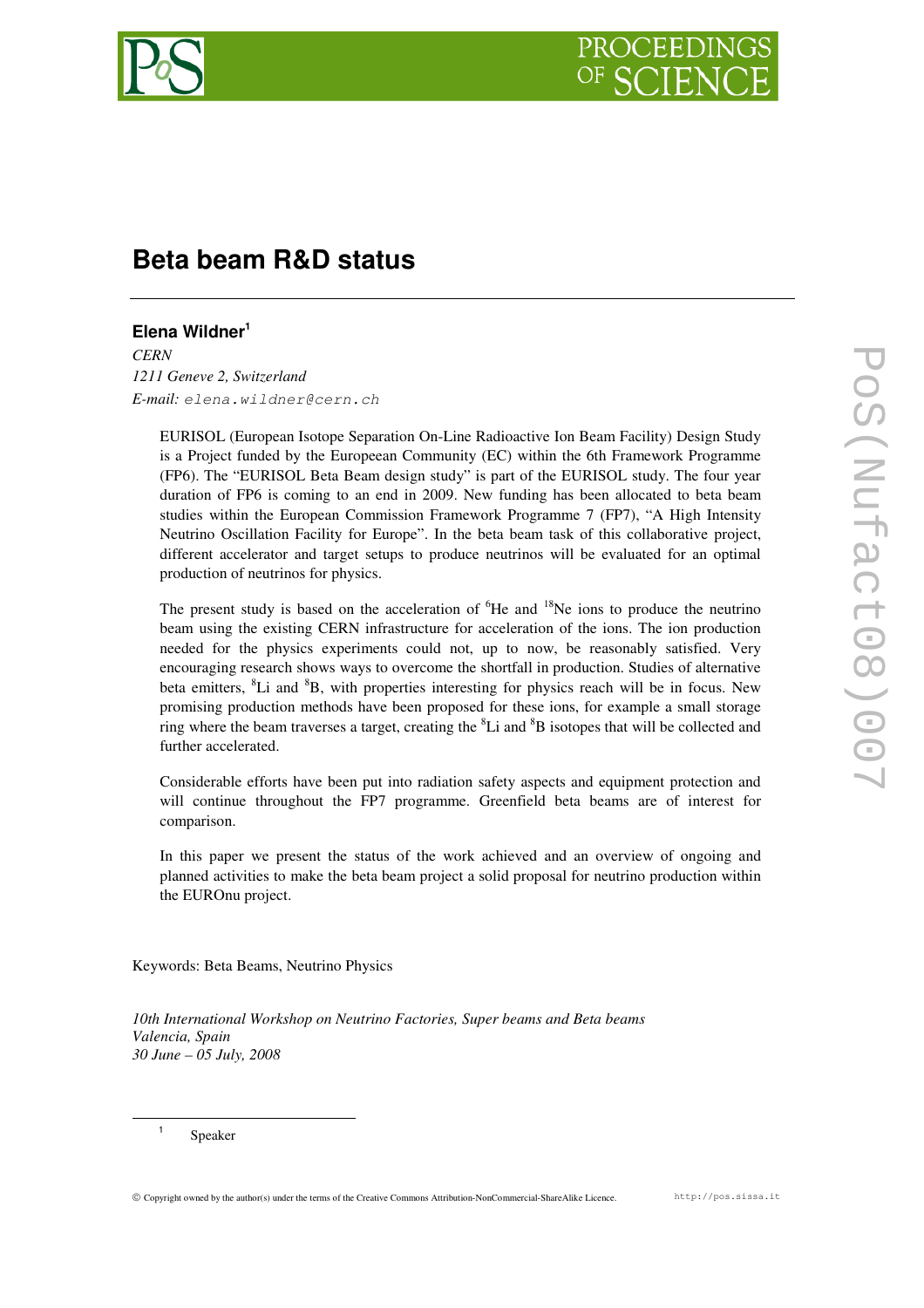# Beta beam R&D status

**Elena Wildner**[1]

*CERN*
*1211 Geneve 2, Switzerland*
*E-mail:* elena.wildner@cern.ch

EURISOL (European Isotope Separation On-Line Radioactive Ion Beam Facility) Design Study is a Project funded by the European Community (EC) within the 6th Framework Programme (FP6). The "EURISOL Beta Beam design study" is part of the EURISOL study. The four year duration of FP6 is coming to an end in 2009. New funding has been allocated to beta beam studies within the European Commission Framework Programme 7 (FP7), "A High Intensity Neutrino Oscillation Facility for Europe". In the beta beam task of this collaborative project, different accelerator and target setups to produce neutrinos will be evaluated for an optimal production of neutrinos for physics.

The present study is based on the acceleration of $^{6}$He and $^{18}$Ne ions to produce the neutrino beam using the existing CERN infrastructure for acceleration of the ions. The ion production needed for the physics experiments could not, up to now, be reasonably satisfied. Very encouraging research shows ways to overcome the shortfall in production. Studies of alternative beta emitters, $^{8}$Li and $^{8}$B, with properties interesting for physics reach will be in focus. New promising production methods have been proposed for these ions, for example a small storage ring where the beam traverses a target, creating the $^{8}$Li and $^{8}$B isotopes that will be collected and further accelerated.

Considerable efforts have been put into radiation safety aspects and equipment protection and will continue throughout the FP7 programme. Greenfield beta beams are of interest for comparison.

In this paper we present the status of the work achieved and an overview of ongoing and planned activities to make the beta beam project a solid proposal for neutrino production within the EUROnu project.

Keywords: Beta Beams, Neutrino Physics

*10th International Workshop on Neutrino Factories, Super beams and Beta beams*
*Valencia, Spain*
*30 June – 05 July, 2008*

[1] Speaker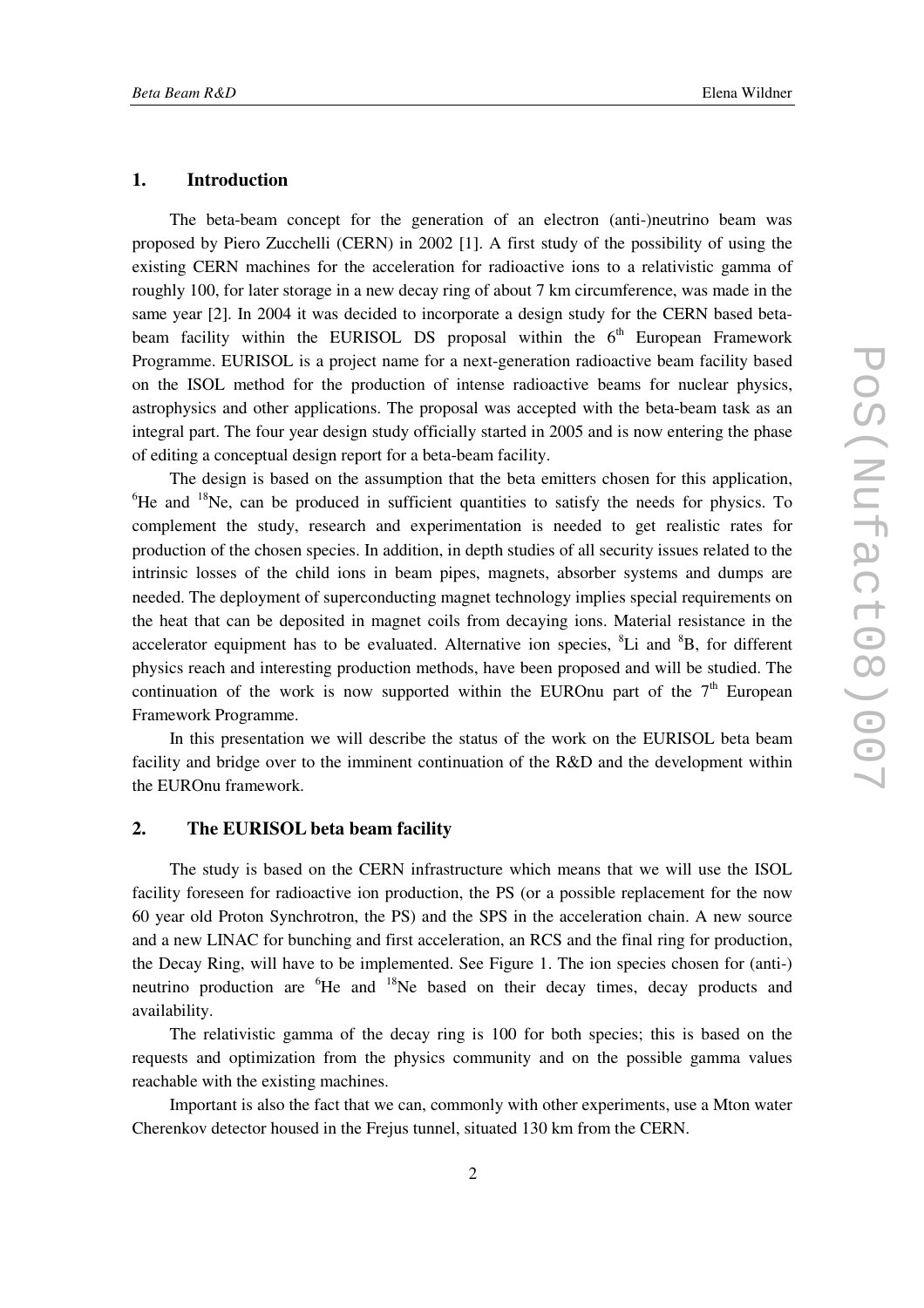## 1. Introduction

The beta-beam concept for the generation of an electron (anti-)neutrino beam was proposed by Piero Zucchelli (CERN) in 2002 [1]. A first study of the possibility of using the existing CERN machines for the acceleration for radioactive ions to a relativistic gamma of roughly 100, for later storage in a new decay ring of about 7 km circumference, was made in the same year [2]. In 2004 it was decided to incorporate a design study for the CERN based beta-beam facility within the EURISOL DS proposal within the $6^{th}$ European Framework Programme. EURISOL is a project name for a next-generation radioactive beam facility based on the ISOL method for the production of intense radioactive beams for nuclear physics, astrophysics and other applications. The proposal was accepted with the beta-beam task as an integral part. The four year design study officially started in 2005 and is now entering the phase of editing a conceptual design report for a beta-beam facility.

The design is based on the assumption that the beta emitters chosen for this application, $^{6}$He and $^{18}$Ne, can be produced in sufficient quantities to satisfy the needs for physics. To complement the study, research and experimentation is needed to get realistic rates for production of the chosen species. In addition, in depth studies of all security issues related to the intrinsic losses of the child ions in beam pipes, magnets, absorber systems and dumps are needed. The deployment of superconducting magnet technology implies special requirements on the heat that can be deposited in magnet coils from decaying ions. Material resistance in the accelerator equipment has to be evaluated. Alternative ion species, $^{8}$Li and $^{8}$B, for different physics reach and interesting production methods, have been proposed and will be studied. The continuation of the work is now supported within the EUROnu part of the $7^{th}$ European Framework Programme.

In this presentation we will describe the status of the work on the EURISOL beta beam facility and bridge over to the imminent continuation of the R&D and the development within the EUROnu framework.

## 2. The EURISOL beta beam facility

The study is based on the CERN infrastructure which means that we will use the ISOL facility foreseen for radioactive ion production, the PS (or a possible replacement for the now 60 year old Proton Synchrotron, the PS) and the SPS in the acceleration chain. A new source and a new LINAC for bunching and first acceleration, an RCS and the final ring for production, the Decay Ring, will have to be implemented. See Figure 1. The ion species chosen for (anti-) neutrino production are $^{6}$He and $^{18}$Ne based on their decay times, decay products and availability.

The relativistic gamma of the decay ring is 100 for both species; this is based on the requests and optimization from the physics community and on the possible gamma values reachable with the existing machines.

Important is also the fact that we can, commonly with other experiments, use a Mton water Cherenkov detector housed in the Frejus tunnel, situated 130 km from the CERN.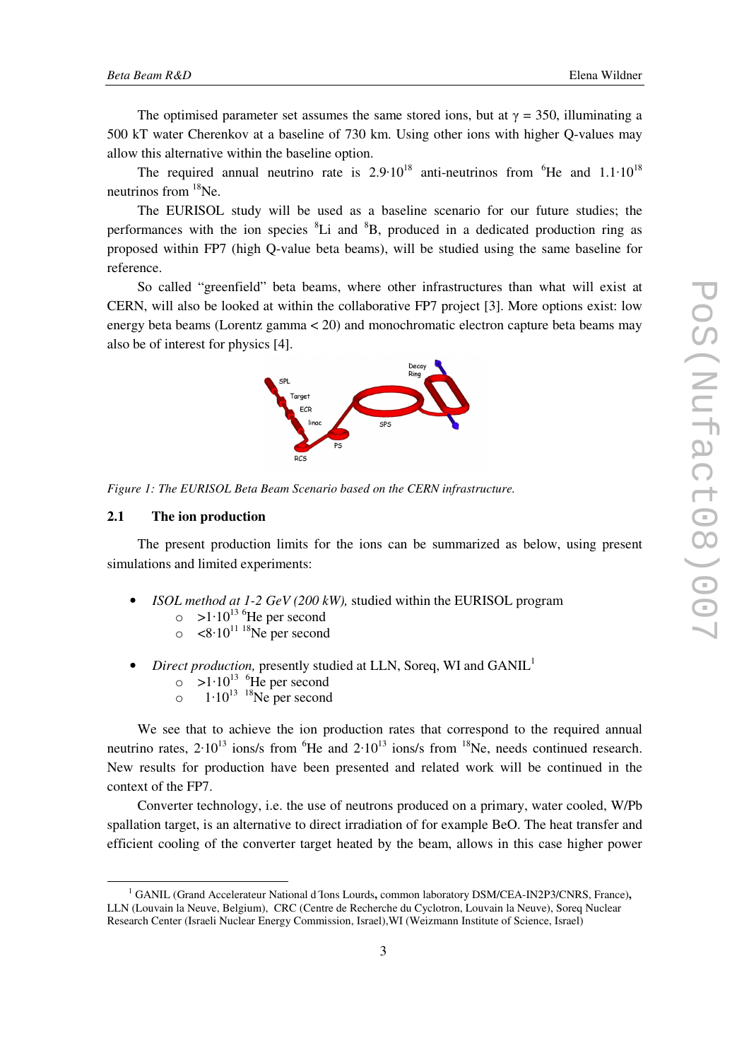The optimised parameter set assumes the same stored ions, but at $\gamma = 350$, illuminating a 500 kT water Cherenkov at a baseline of 730 km. Using other ions with higher Q-values may allow this alternative within the baseline option.

The required annual neutrino rate is $2.9 \cdot 10^{18}$ anti-neutrinos from $^{6}$He and $1.1 \cdot 10^{18}$ neutrinos from $^{18}$Ne.

The EURISOL study will be used as a baseline scenario for our future studies; the performances with the ion species $^{8}$Li and $^{8}$B, produced in a dedicated production ring as proposed within FP7 (high Q-value beta beams), will be studied using the same baseline for reference.

So called "greenfield" beta beams, where other infrastructures than what will exist at CERN, will also be looked at within the collaborative FP7 project [3]. More options exist: low energy beta beams (Lorentz gamma < 20) and monochromatic electron capture beta beams may also be of interest for physics [4].

*Figure 1: The EURISOL Beta Beam Scenario based on the CERN infrastructure.*

### 2.1 The ion production

The present production limits for the ions can be summarized as below, using present simulations and limited experiments:

- *ISOL method at 1-2 GeV (200 kW),* studied within the EURISOL program
  - $>1 \cdot 10^{13}$ $^{6}$He per second
  - $<8 \cdot 10^{11}$ $^{18}$Ne per second

- *Direct production,* presently studied at LLN, Soreq, WI and GANIL[1]
  - $>1 \cdot 10^{13}$ $^{6}$He per second
  - $1 \cdot 10^{13}$ $^{18}$Ne per second

We see that to achieve the ion production rates that correspond to the required annual neutrino rates, $2 \cdot 10^{13}$ ions/s from $^{6}$He and $2 \cdot 10^{13}$ ions/s from $^{18}$Ne, needs continued research. New results for production have been presented and related work will be continued in the context of the FP7.

Converter technology, i.e. the use of neutrons produced on a primary, water cooled, W/Pb spallation target, is an alternative to direct irradiation of for example BeO. The heat transfer and efficient cooling of the converter target heated by the beam, allows in this case higher power

---

[1] GANIL (Grand Accelerateur National d´Ions Lourds, common laboratory DSM/CEA-IN2P3/CNRS, France), LLN (Louvain la Neuve, Belgium), CRC (Centre de Recherche du Cyclotron, Louvain la Neuve), Soreq Nuclear Research Center (Israeli Nuclear Energy Commission, Israel),WI (Weizmann Institute of Science, Israel)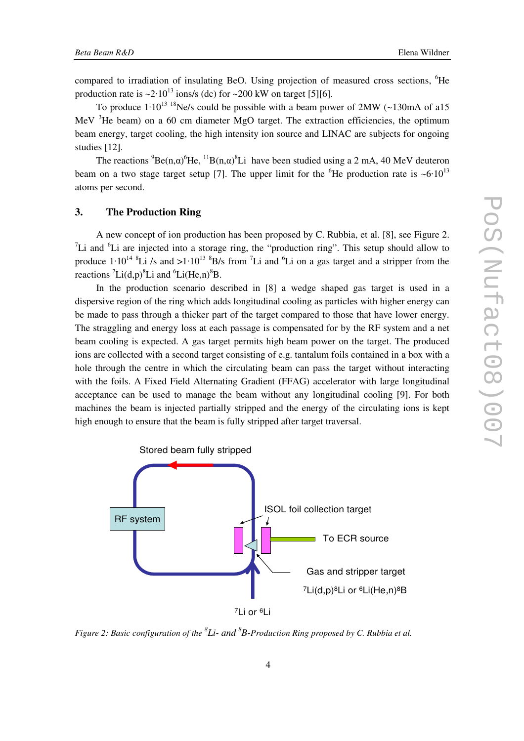compared to irradiation of insulating BeO. Using projection of measured cross sections, $^{6}$He production rate is ~$2 \cdot 10^{13}$ ions/s (dc) for ~200 kW on target [5][6].

To produce $1 \cdot 10^{13}$ $^{18}$Ne/s could be possible with a beam power of 2MW (~130mA of a15 MeV $^{3}$He beam) on a 60 cm diameter MgO target. The extraction efficiencies, the optimum beam energy, target cooling, the high intensity ion source and LINAC are subjects for ongoing studies [12].

The reactions $^{9}$Be(n,α)$^{6}$He, $^{11}$B(n,α)$^{8}$Li have been studied using a 2 mA, 40 MeV deuteron beam on a two stage target setup [7]. The upper limit for the $^{6}$He production rate is ~$6 \cdot 10^{13}$ atoms per second.

## 3. The Production Ring

A new concept of ion production has been proposed by C. Rubbia, et al. [8], see Figure 2. $^{7}$Li and $^{6}$Li are injected into a storage ring, the "production ring". This setup should allow to produce $1 \cdot 10^{14}$ $^{8}$Li /s and $>1 \cdot 10^{13}$ $^{8}$B/s from $^{7}$Li and $^{6}$Li on a gas target and a stripper from the reactions $^{7}$Li(d,p)$^{8}$Li and $^{6}$Li(He,n)$^{8}$B.

In the production scenario described in [8] a wedge shaped gas target is used in a dispersive region of the ring which adds longitudinal cooling as particles with higher energy can be made to pass through a thicker part of the target compared to those that have lower energy. The straggling and energy loss at each passage is compensated for by the RF system and a net beam cooling is expected. A gas target permits high beam power on the target. The produced ions are collected with a second target consisting of e.g. tantalum foils contained in a box with a hole through the centre in which the circulating beam can pass the target without interacting with the foils. A Fixed Field Alternating Gradient (FFAG) accelerator with large longitudinal acceptance can be used to manage the beam without any longitudinal cooling [9]. For both machines the beam is injected partially stripped and the energy of the circulating ions is kept high enough to ensure that the beam is fully stripped after target traversal.

*Figure 2: Basic configuration of the $^{8}$Li- and $^{8}$B-Production Ring proposed by C. Rubbia et al.*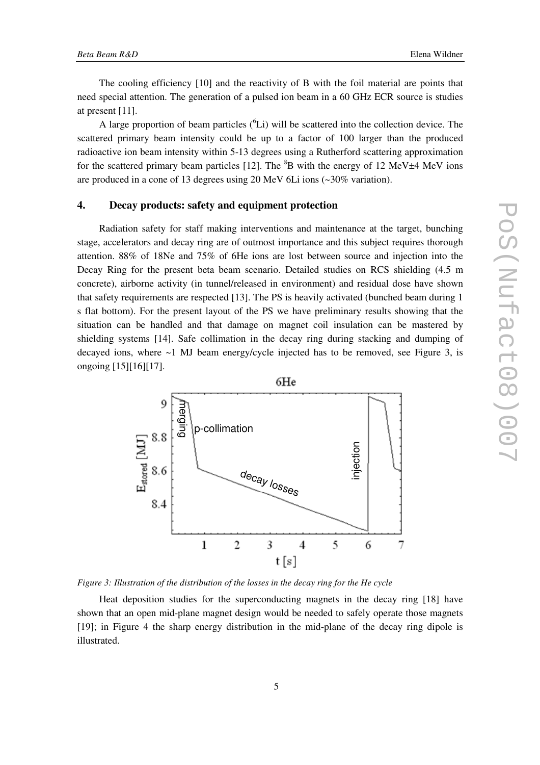The cooling efficiency [10] and the reactivity of B with the foil material are points that need special attention. The generation of a pulsed ion beam in a 60 GHz ECR source is studies at present [11].

A large proportion of beam particles ($^{6}$Li) will be scattered into the collection device. The scattered primary beam intensity could be up to a factor of 100 larger than the produced radioactive ion beam intensity within 5-13 degrees using a Rutherford scattering approximation for the scattered primary beam particles [12]. The $^{8}$B with the energy of 12 MeV±4 MeV ions are produced in a cone of 13 degrees using 20 MeV 6Li ions (~30% variation).

## 4. Decay products: safety and equipment protection

Radiation safety for staff making interventions and maintenance at the target, bunching stage, accelerators and decay ring are of outmost importance and this subject requires thorough attention. 88% of 18Ne and 75% of 6He ions are lost between source and injection into the Decay Ring for the present beta beam scenario. Detailed studies on RCS shielding (4.5 m concrete), airborne activity (in tunnel/released in environment) and residual dose have shown that safety requirements are respected [13]. The PS is heavily activated (bunched beam during 1 s flat bottom). For the present layout of the PS we have preliminary results showing that the situation can be handled and that damage on magnet coil insulation can be mastered by shielding systems [14]. Safe collimation in the decay ring during stacking and dumping of decayed ions, where ~1 MJ beam energy/cycle injected has to be removed, see Figure 3, is ongoing [15][16][17].

*Figure 3: Illustration of the distribution of the losses in the decay ring for the He cycle*

Heat deposition studies for the superconducting magnets in the decay ring [18] have shown that an open mid-plane magnet design would be needed to safely operate those magnets [19]; in Figure 4 the sharp energy distribution in the mid-plane of the decay ring dipole is illustrated.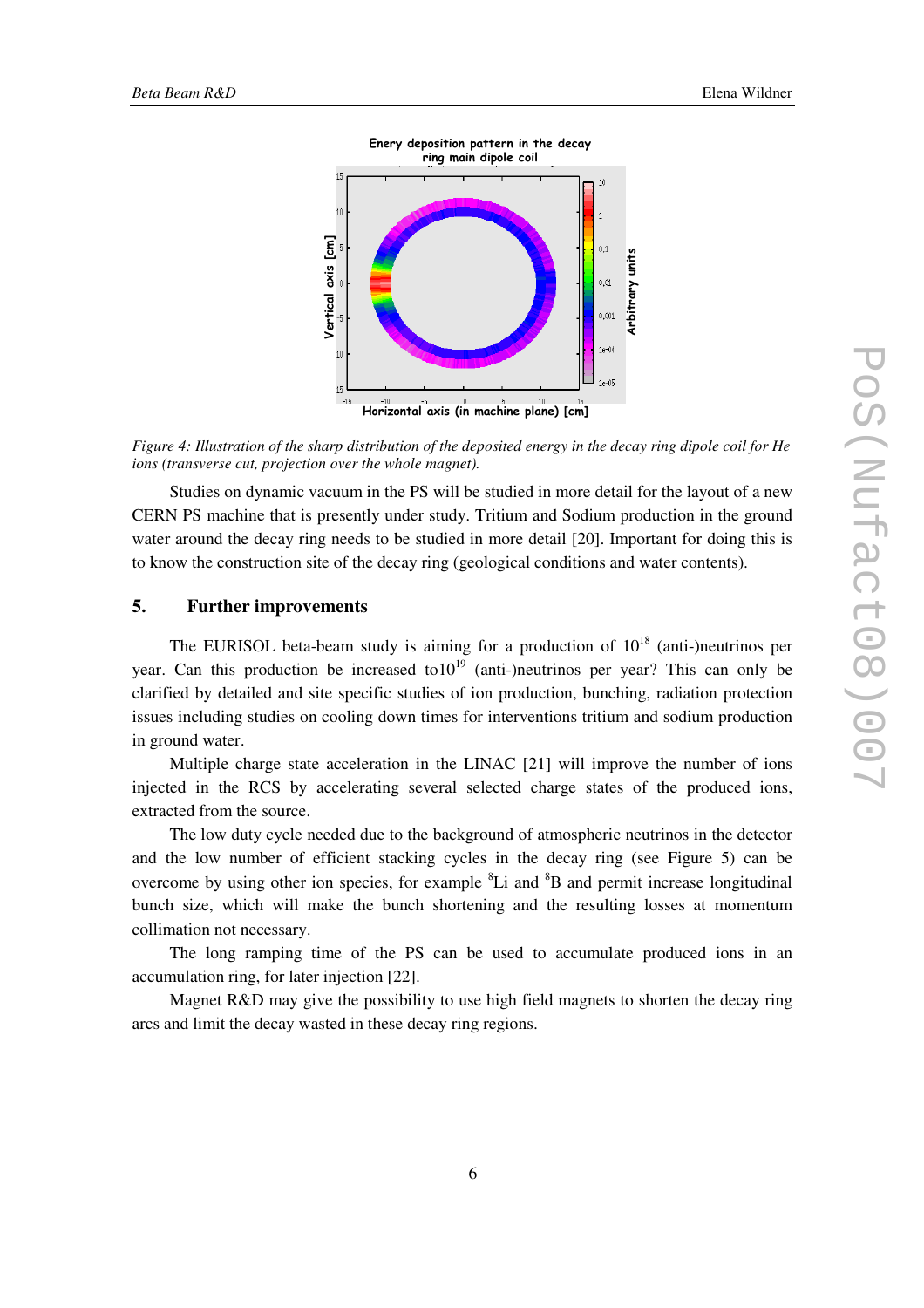*Figure 4: Illustration of the sharp distribution of the deposited energy in the decay ring dipole coil for He ions (transverse cut, projection over the whole magnet).*

Studies on dynamic vacuum in the PS will be studied in more detail for the layout of a new CERN PS machine that is presently under study. Tritium and Sodium production in the ground water around the decay ring needs to be studied in more detail [20]. Important for doing this is to know the construction site of the decay ring (geological conditions and water contents).

## 5. Further improvements

The EURISOL beta-beam study is aiming for a production of $10^{18}$ (anti-)neutrinos per year. Can this production be increased to$10^{19}$ (anti-)neutrinos per year? This can only be clarified by detailed and site specific studies of ion production, bunching, radiation protection issues including studies on cooling down times for interventions tritium and sodium production in ground water.

Multiple charge state acceleration in the LINAC [21] will improve the number of ions injected in the RCS by accelerating several selected charge states of the produced ions, extracted from the source.

The low duty cycle needed due to the background of atmospheric neutrinos in the detector and the low number of efficient stacking cycles in the decay ring (see Figure 5) can be overcome by using other ion species, for example $^{8}$Li and $^{8}$B and permit increase longitudinal bunch size, which will make the bunch shortening and the resulting losses at momentum collimation not necessary.

The long ramping time of the PS can be used to accumulate produced ions in an accumulation ring, for later injection [22].

Magnet R&D may give the possibility to use high field magnets to shorten the decay ring arcs and limit the decay wasted in these decay ring regions.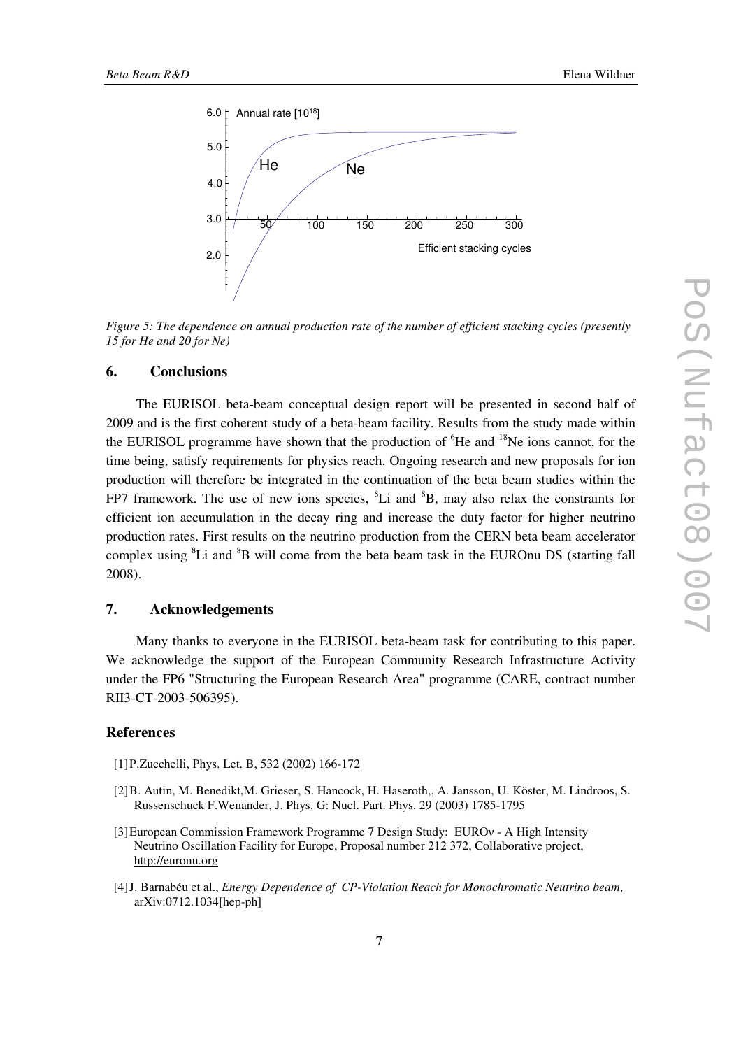Figure 5: The dependence on annual production rate of the number of efficient stacking cycles (presently 15 for He and 20 for Ne)

## 6. Conclusions

The EURISOL beta-beam conceptual design report will be presented in second half of 2009 and is the first coherent study of a beta-beam facility. Results from the study made within the EURISOL programme have shown that the production of $^{6}$He and $^{18}$Ne ions cannot, for the time being, satisfy requirements for physics reach. Ongoing research and new proposals for ion production will therefore be integrated in the continuation of the beta beam studies within the FP7 framework. The use of new ions species, $^{8}$Li and $^{8}$B, may also relax the constraints for efficient ion accumulation in the decay ring and increase the duty factor for higher neutrino production rates. First results on the neutrino production from the CERN beta beam accelerator complex using $^{8}$Li and $^{8}$B will come from the beta beam task in the EUROnu DS (starting fall 2008).

## 7. Acknowledgements

Many thanks to everyone in the EURISOL beta-beam task for contributing to this paper. We acknowledge the support of the European Community Research Infrastructure Activity under the FP6 "Structuring the European Research Area" programme (CARE, contract number RII3-CT-2003-506395).

## References

[1] P.Zucchelli, Phys. Let. B, 532 (2002) 166-172

[2] B. Autin, M. Benedikt,M. Grieser, S. Hancock, H. Haseroth,, A. Jansson, U. Köster, M. Lindroos, S. Russenschuck F.Wenander, J. Phys. G: Nucl. Part. Phys. 29 (2003) 1785-1795

[3] European Commission Framework Programme 7 Design Study: EUROν - A High Intensity Neutrino Oscillation Facility for Europe, Proposal number 212 372, Collaborative project, http://euronu.org

[4] J. Barnabéu et al., *Energy Dependence of CP-Violation Reach for Monochromatic Neutrino beam*, arXiv:0712.1034[hep-ph]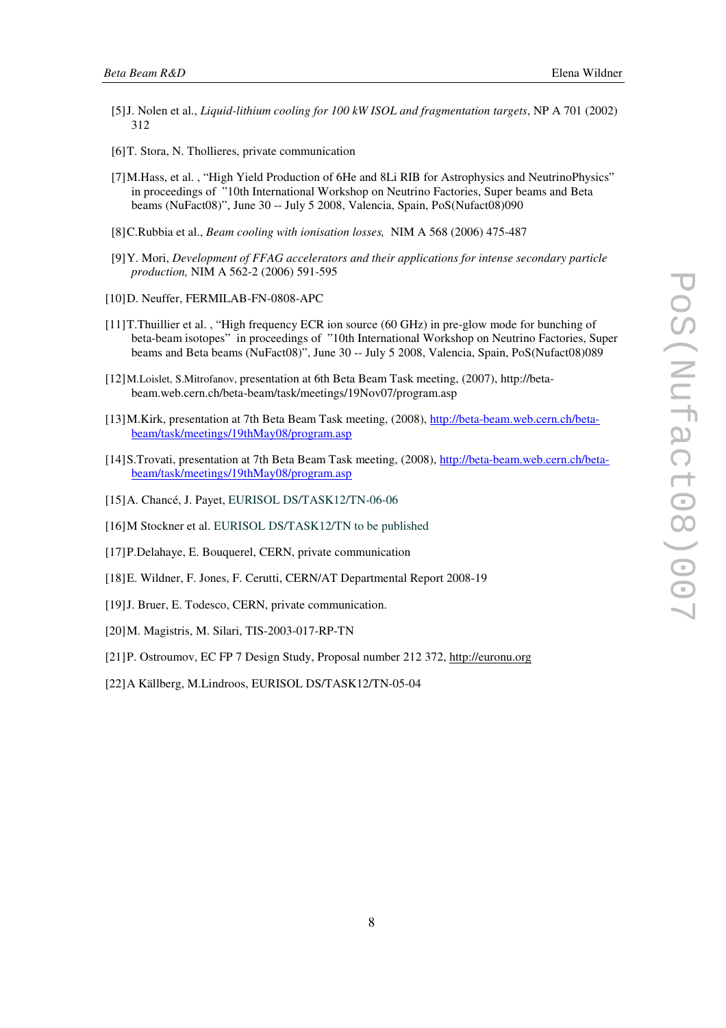[5] J. Nolen et al., *Liquid-lithium cooling for 100 kW ISOL and fragmentation targets*, NP A 701 (2002) 312

[6] T. Stora, N. Thollieres, private communication

[7] M.Hass, et al. , "High Yield Production of 6He and 8Li RIB for Astrophysics and NeutrinoPhysics" in proceedings of "10th International Workshop on Neutrino Factories, Super beams and Beta beams (NuFact08)", June 30 -- July 5 2008, Valencia, Spain, PoS(Nufact08)090

[8] C.Rubbia et al., *Beam cooling with ionisation losses,* NIM A 568 (2006) 475-487

[9] Y. Mori, *Development of FFAG accelerators and their applications for intense secondary particle production,* NIM A 562-2 (2006) 591-595

[10] D. Neuffer, FERMILAB-FN-0808-APC

[11] T.Thuillier et al. , "High frequency ECR ion source (60 GHz) in pre-glow mode for bunching of beta-beam isotopes" in proceedings of "10th International Workshop on Neutrino Factories, Super beams and Beta beams (NuFact08)", June 30 -- July 5 2008, Valencia, Spain, PoS(Nufact08)089

[12] M.Loislet, S.Mitrofanov, presentation at 6th Beta Beam Task meeting, (2007), http://beta-beam.web.cern.ch/beta-beam/task/meetings/19Nov07/program.asp

[13] M.Kirk, presentation at 7th Beta Beam Task meeting, (2008), http://beta-beam.web.cern.ch/beta-beam/task/meetings/19thMay08/program.asp

[14] S.Trovati, presentation at 7th Beta Beam Task meeting, (2008), http://beta-beam.web.cern.ch/beta-beam/task/meetings/19thMay08/program.asp

[15] A. Chancé, J. Payet, EURISOL DS/TASK12/TN-06-06

[16] M Stockner et al. EURISOL DS/TASK12/TN to be published

[17] P.Delahaye, E. Bouquerel, CERN, private communication

[18] E. Wildner, F. Jones, F. Cerutti, CERN/AT Departmental Report 2008-19

[19] J. Bruer, E. Todesco, CERN, private communication.

[20] M. Magistris, M. Silari, TIS-2003-017-RP-TN

[21] P. Ostroumov, EC FP 7 Design Study, Proposal number 212 372, http://euronu.org

[22] A Källberg, M.Lindroos, EURISOL DS/TASK12/TN-05-04